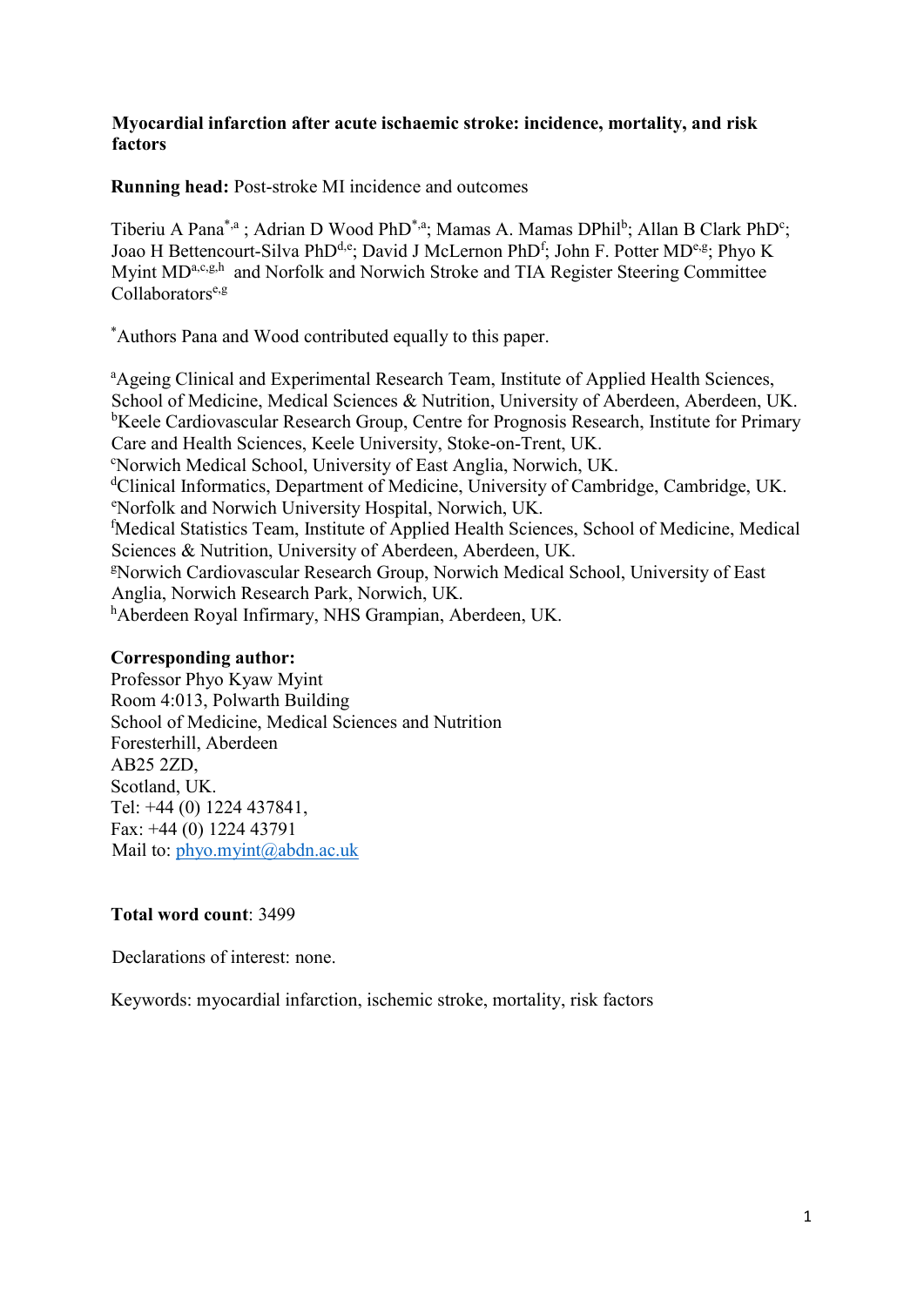**Myocardial infarction after acute ischaemic stroke: incidence, mortality, and risk factors**

**Running head:** Post-stroke MI incidence and outcomes

Tiberiu A Pana[*,a] ; Adrian D Wood PhD[*,a]; Mamas A. Mamas DPhil[b]; Allan B Clark PhD[c]; Joao H Bettencourt-Silva PhD[d,e]; David J McLernon PhD[f]; John F. Potter MD[c,g]; Phyo K Myint MD[a,c,g,h] and Norfolk and Norwich Stroke and TIA Register Steering Committee Collaborators[e,g]

[*]Authors Pana and Wood contributed equally to this paper.

[a]Ageing Clinical and Experimental Research Team, Institute of Applied Health Sciences, School of Medicine, Medical Sciences & Nutrition, University of Aberdeen, Aberdeen, UK.
[b]Keele Cardiovascular Research Group, Centre for Prognosis Research, Institute for Primary Care and Health Sciences, Keele University, Stoke-on-Trent, UK.
[c]Norwich Medical School, University of East Anglia, Norwich, UK.
[d]Clinical Informatics, Department of Medicine, University of Cambridge, Cambridge, UK.
[e]Norfolk and Norwich University Hospital, Norwich, UK.
[f]Medical Statistics Team, Institute of Applied Health Sciences, School of Medicine, Medical Sciences & Nutrition, University of Aberdeen, Aberdeen, UK.
[g]Norwich Cardiovascular Research Group, Norwich Medical School, University of East Anglia, Norwich Research Park, Norwich, UK.
[h]Aberdeen Royal Infirmary, NHS Grampian, Aberdeen, UK.

**Corresponding author:**
Professor Phyo Kyaw Myint
Room 4:013, Polwarth Building
School of Medicine, Medical Sciences and Nutrition
Foresterhill, Aberdeen
AB25 2ZD,
Scotland, UK.
Tel: +44 (0) 1224 437841,
Fax: +44 (0) 1224 43791
Mail to: phyo.myint@abdn.ac.uk

**Total word count**: 3499

Declarations of interest: none.

Keywords: myocardial infarction, ischemic stroke, mortality, risk factors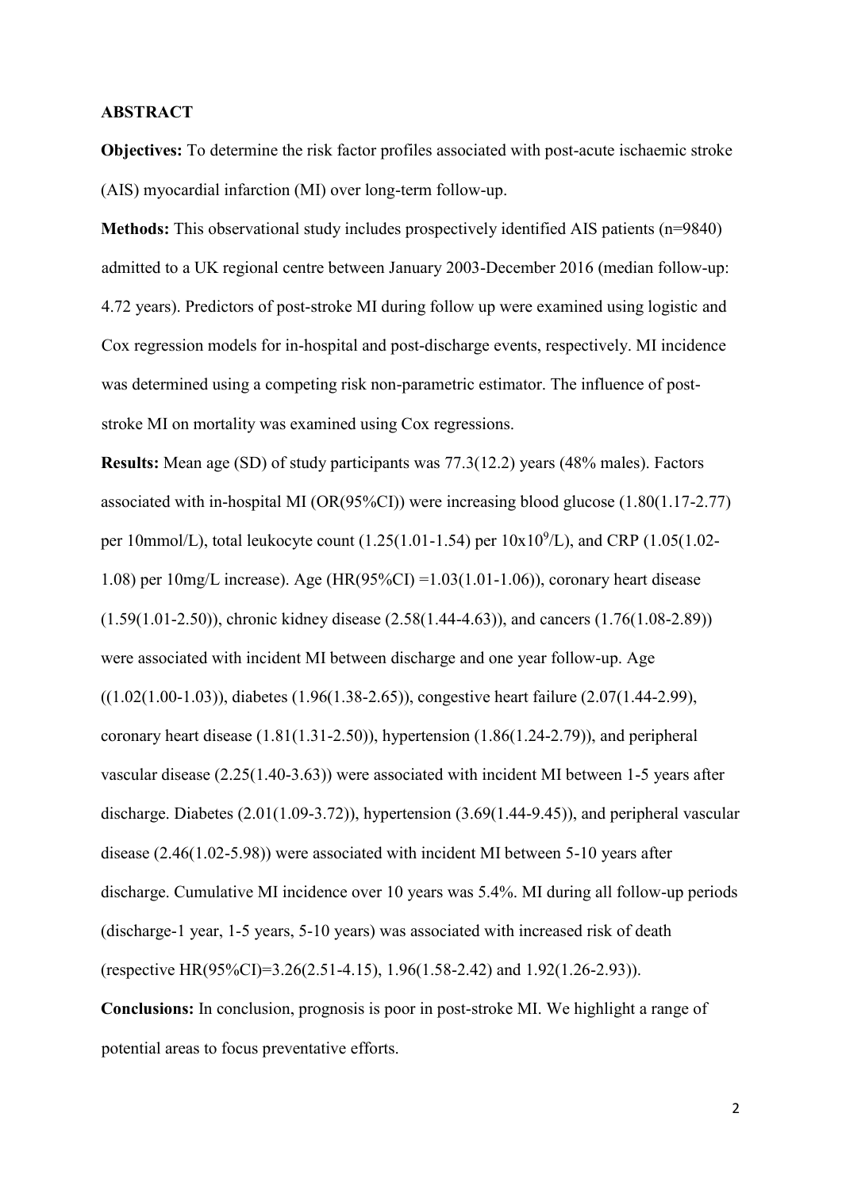## ABSTRACT

**Objectives:** To determine the risk factor profiles associated with post-acute ischaemic stroke (AIS) myocardial infarction (MI) over long-term follow-up.

**Methods:** This observational study includes prospectively identified AIS patients (n=9840) admitted to a UK regional centre between January 2003-December 2016 (median follow-up: 4.72 years). Predictors of post-stroke MI during follow up were examined using logistic and Cox regression models for in-hospital and post-discharge events, respectively. MI incidence was determined using a competing risk non-parametric estimator. The influence of post-stroke MI on mortality was examined using Cox regressions.

**Results:** Mean age (SD) of study participants was 77.3(12.2) years (48% males). Factors associated with in-hospital MI (OR(95%CI)) were increasing blood glucose (1.80(1.17-2.77) per 10mmol/L), total leukocyte count (1.25(1.01-1.54) per $10 \times 10^9$/L), and CRP (1.05(1.02-1.08) per 10mg/L increase). Age (HR(95%CI) =1.03(1.01-1.06)), coronary heart disease (1.59(1.01-2.50)), chronic kidney disease (2.58(1.44-4.63)), and cancers (1.76(1.08-2.89)) were associated with incident MI between discharge and one year follow-up. Age ((1.02(1.00-1.03)), diabetes (1.96(1.38-2.65)), congestive heart failure (2.07(1.44-2.99), coronary heart disease (1.81(1.31-2.50)), hypertension (1.86(1.24-2.79)), and peripheral vascular disease (2.25(1.40-3.63)) were associated with incident MI between 1-5 years after discharge. Diabetes (2.01(1.09-3.72)), hypertension (3.69(1.44-9.45)), and peripheral vascular disease (2.46(1.02-5.98)) were associated with incident MI between 5-10 years after discharge. Cumulative MI incidence over 10 years was 5.4%. MI during all follow-up periods (discharge-1 year, 1-5 years, 5-10 years) was associated with increased risk of death (respective HR(95%CI)=3.26(2.51-4.15), 1.96(1.58-2.42) and 1.92(1.26-2.93)).

**Conclusions:** In conclusion, prognosis is poor in post-stroke MI. We highlight a range of potential areas to focus preventative efforts.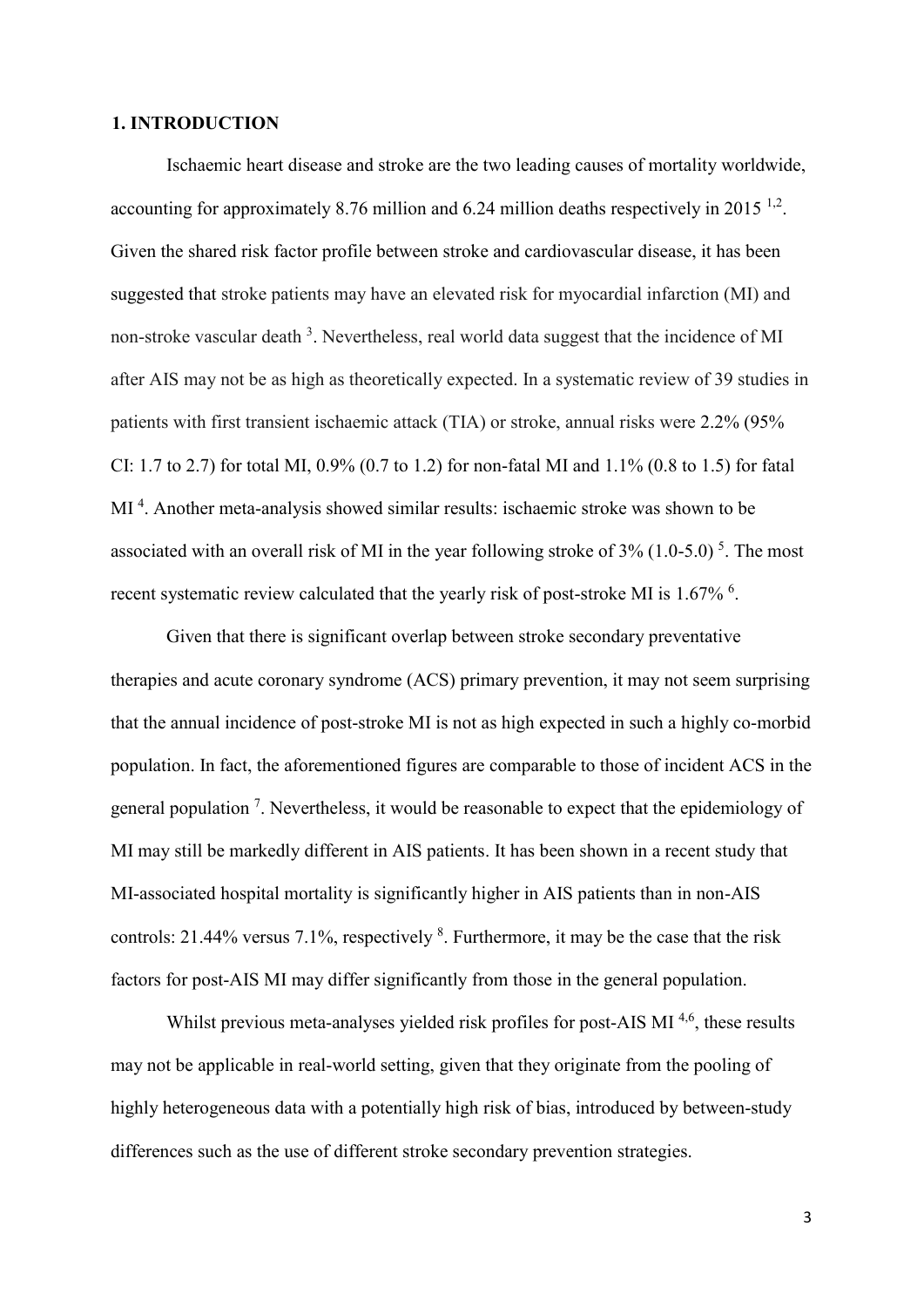## 1. INTRODUCTION

Ischaemic heart disease and stroke are the two leading causes of mortality worldwide, accounting for approximately 8.76 million and 6.24 million deaths respectively in 2015 [1,2]. Given the shared risk factor profile between stroke and cardiovascular disease, it has been suggested that stroke patients may have an elevated risk for myocardial infarction (MI) and non-stroke vascular death [3]. Nevertheless, real world data suggest that the incidence of MI after AIS may not be as high as theoretically expected. In a systematic review of 39 studies in patients with first transient ischaemic attack (TIA) or stroke, annual risks were 2.2% (95% CI: 1.7 to 2.7) for total MI, 0.9% (0.7 to 1.2) for non-fatal MI and 1.1% (0.8 to 1.5) for fatal MI [4]. Another meta-analysis showed similar results: ischaemic stroke was shown to be associated with an overall risk of MI in the year following stroke of 3% (1.0-5.0) [5]. The most recent systematic review calculated that the yearly risk of post-stroke MI is 1.67% [6].

Given that there is significant overlap between stroke secondary preventative therapies and acute coronary syndrome (ACS) primary prevention, it may not seem surprising that the annual incidence of post-stroke MI is not as high expected in such a highly co-morbid population. In fact, the aforementioned figures are comparable to those of incident ACS in the general population [7]. Nevertheless, it would be reasonable to expect that the epidemiology of MI may still be markedly different in AIS patients. It has been shown in a recent study that MI-associated hospital mortality is significantly higher in AIS patients than in non-AIS controls: 21.44% versus 7.1%, respectively [8]. Furthermore, it may be the case that the risk factors for post-AIS MI may differ significantly from those in the general population.

Whilst previous meta-analyses yielded risk profiles for post-AIS MI [4,6], these results may not be applicable in real-world setting, given that they originate from the pooling of highly heterogeneous data with a potentially high risk of bias, introduced by between-study differences such as the use of different stroke secondary prevention strategies.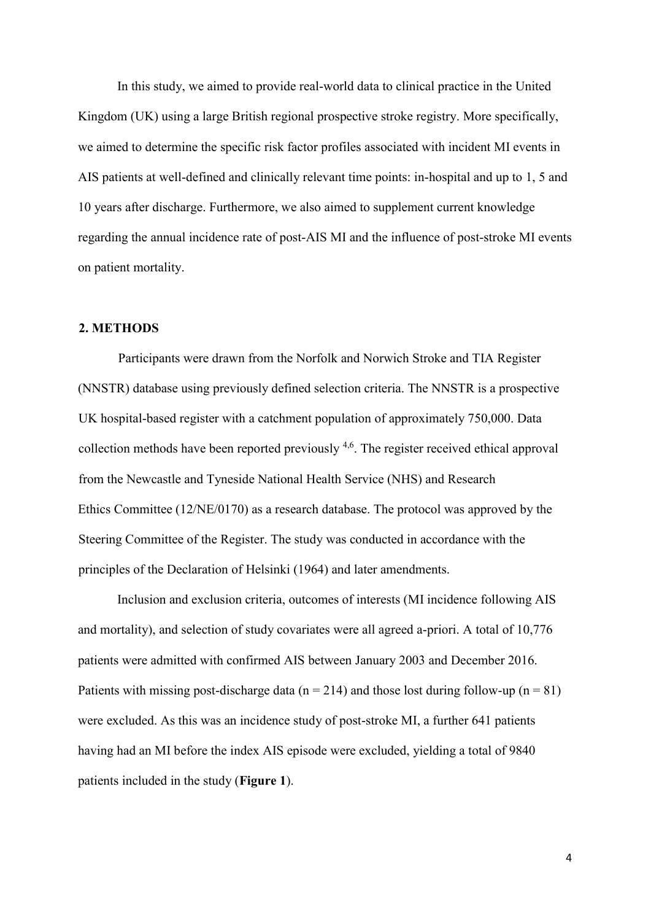In this study, we aimed to provide real-world data to clinical practice in the United Kingdom (UK) using a large British regional prospective stroke registry. More specifically, we aimed to determine the specific risk factor profiles associated with incident MI events in AIS patients at well-defined and clinically relevant time points: in-hospital and up to 1, 5 and 10 years after discharge. Furthermore, we also aimed to supplement current knowledge regarding the annual incidence rate of post-AIS MI and the influence of post-stroke MI events on patient mortality.

## 2. METHODS

Participants were drawn from the Norfolk and Norwich Stroke and TIA Register (NNSTR) database using previously defined selection criteria. The NNSTR is a prospective UK hospital-based register with a catchment population of approximately 750,000. Data collection methods have been reported previously [4,6]. The register received ethical approval from the Newcastle and Tyneside National Health Service (NHS) and Research Ethics Committee (12/NE/0170) as a research database. The protocol was approved by the Steering Committee of the Register. The study was conducted in accordance with the principles of the Declaration of Helsinki (1964) and later amendments.

Inclusion and exclusion criteria, outcomes of interests (MI incidence following AIS and mortality), and selection of study covariates were all agreed a-priori. A total of 10,776 patients were admitted with confirmed AIS between January 2003 and December 2016. Patients with missing post-discharge data (n = 214) and those lost during follow-up (n = 81) were excluded. As this was an incidence study of post-stroke MI, a further 641 patients having had an MI before the index AIS episode were excluded, yielding a total of 9840 patients included in the study (**Figure 1**).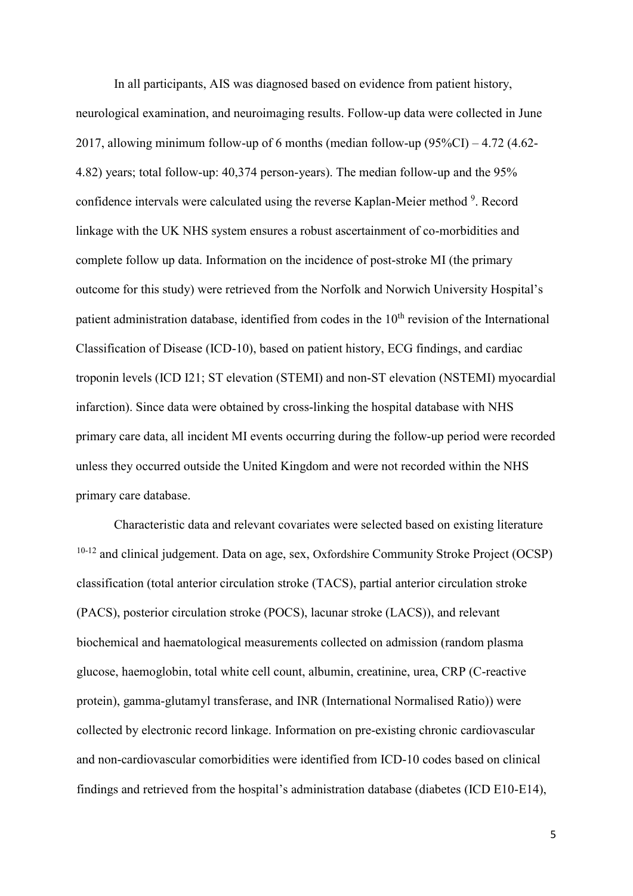In all participants, AIS was diagnosed based on evidence from patient history, neurological examination, and neuroimaging results. Follow-up data were collected in June 2017, allowing minimum follow-up of 6 months (median follow-up (95%CI) – 4.72 (4.62-4.82) years; total follow-up: 40,374 person-years). The median follow-up and the 95% confidence intervals were calculated using the reverse Kaplan-Meier method [9]. Record linkage with the UK NHS system ensures a robust ascertainment of co-morbidities and complete follow up data. Information on the incidence of post-stroke MI (the primary outcome for this study) were retrieved from the Norfolk and Norwich University Hospital's patient administration database, identified from codes in the 10th revision of the International Classification of Disease (ICD-10), based on patient history, ECG findings, and cardiac troponin levels (ICD I21; ST elevation (STEMI) and non-ST elevation (NSTEMI) myocardial infarction). Since data were obtained by cross-linking the hospital database with NHS primary care data, all incident MI events occurring during the follow-up period were recorded unless they occurred outside the United Kingdom and were not recorded within the NHS primary care database.

Characteristic data and relevant covariates were selected based on existing literature [10-12] and clinical judgement. Data on age, sex, Oxfordshire Community Stroke Project (OCSP) classification (total anterior circulation stroke (TACS), partial anterior circulation stroke (PACS), posterior circulation stroke (POCS), lacunar stroke (LACS)), and relevant biochemical and haematological measurements collected on admission (random plasma glucose, haemoglobin, total white cell count, albumin, creatinine, urea, CRP (C-reactive protein), gamma-glutamyl transferase, and INR (International Normalised Ratio)) were collected by electronic record linkage. Information on pre-existing chronic cardiovascular and non-cardiovascular comorbidities were identified from ICD-10 codes based on clinical findings and retrieved from the hospital's administration database (diabetes (ICD E10-E14),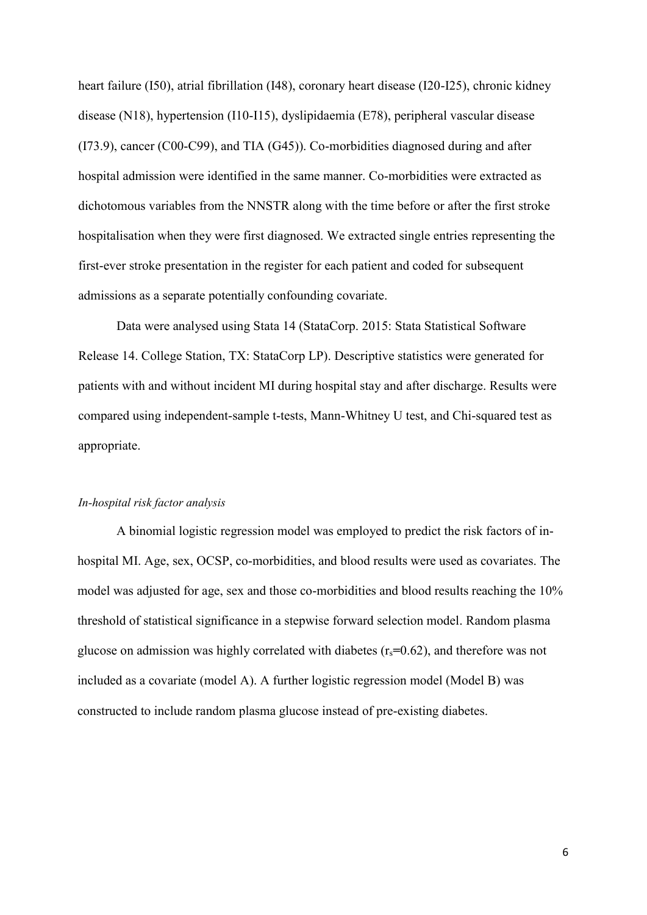heart failure (I50), atrial fibrillation (I48), coronary heart disease (I20-I25), chronic kidney disease (N18), hypertension (I10-I15), dyslipidaemia (E78), peripheral vascular disease (I73.9), cancer (C00-C99), and TIA (G45)). Co-morbidities diagnosed during and after hospital admission were identified in the same manner. Co-morbidities were extracted as dichotomous variables from the NNSTR along with the time before or after the first stroke hospitalisation when they were first diagnosed. We extracted single entries representing the first-ever stroke presentation in the register for each patient and coded for subsequent admissions as a separate potentially confounding covariate.

Data were analysed using Stata 14 (StataCorp. 2015: Stata Statistical Software Release 14. College Station, TX: StataCorp LP). Descriptive statistics were generated for patients with and without incident MI during hospital stay and after discharge. Results were compared using independent-sample t-tests, Mann-Whitney U test, and Chi-squared test as appropriate.

*In-hospital risk factor analysis*

A binomial logistic regression model was employed to predict the risk factors of in-hospital MI. Age, sex, OCSP, co-morbidities, and blood results were used as covariates. The model was adjusted for age, sex and those co-morbidities and blood results reaching the 10% threshold of statistical significance in a stepwise forward selection model. Random plasma glucose on admission was highly correlated with diabetes ($r_s$=0.62), and therefore was not included as a covariate (model A). A further logistic regression model (Model B) was constructed to include random plasma glucose instead of pre-existing diabetes.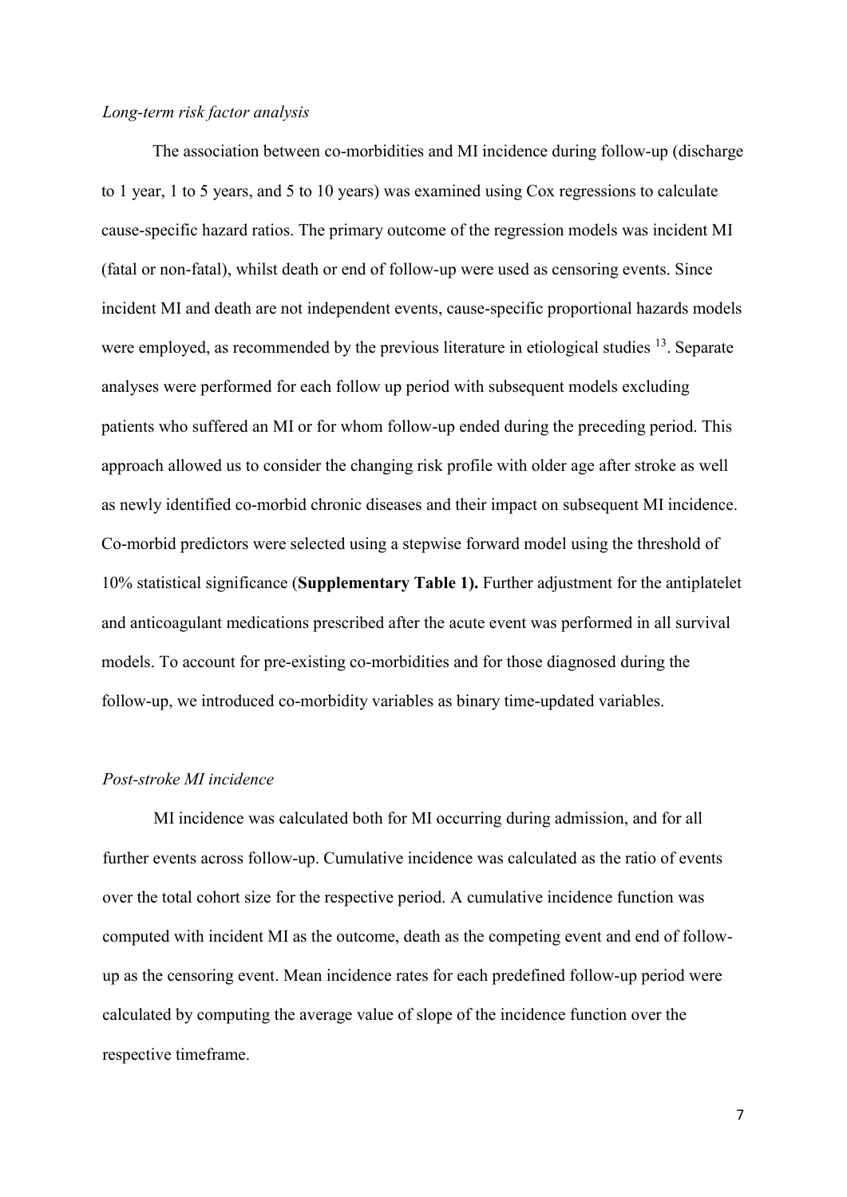*Long-term risk factor analysis*

The association between co-morbidities and MI incidence during follow-up (discharge to 1 year, 1 to 5 years, and 5 to 10 years) was examined using Cox regressions to calculate cause-specific hazard ratios. The primary outcome of the regression models was incident MI (fatal or non-fatal), whilst death or end of follow-up were used as censoring events. Since incident MI and death are not independent events, cause-specific proportional hazards models were employed, as recommended by the previous literature in etiological studies [13]. Separate analyses were performed for each follow up period with subsequent models excluding patients who suffered an MI or for whom follow-up ended during the preceding period. This approach allowed us to consider the changing risk profile with older age after stroke as well as newly identified co-morbid chronic diseases and their impact on subsequent MI incidence. Co-morbid predictors were selected using a stepwise forward model using the threshold of 10% statistical significance (**Supplementary Table 1).** Further adjustment for the antiplatelet and anticoagulant medications prescribed after the acute event was performed in all survival models. To account for pre-existing co-morbidities and for those diagnosed during the follow-up, we introduced co-morbidity variables as binary time-updated variables.

*Post-stroke MI incidence*

MI incidence was calculated both for MI occurring during admission, and for all further events across follow-up. Cumulative incidence was calculated as the ratio of events over the total cohort size for the respective period. A cumulative incidence function was computed with incident MI as the outcome, death as the competing event and end of follow-up as the censoring event. Mean incidence rates for each predefined follow-up period were calculated by computing the average value of slope of the incidence function over the respective timeframe.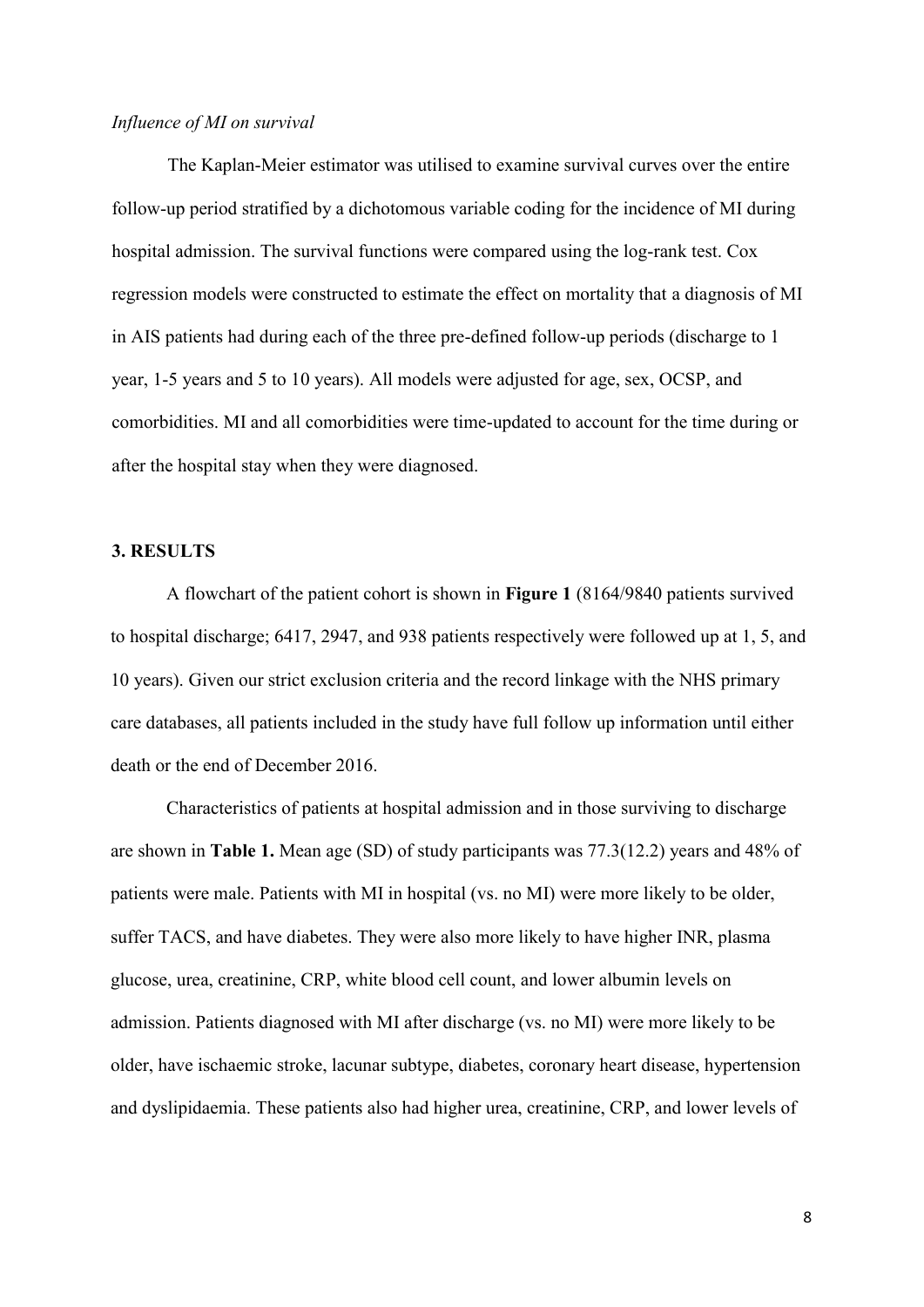*Influence of MI on survival*

The Kaplan-Meier estimator was utilised to examine survival curves over the entire follow-up period stratified by a dichotomous variable coding for the incidence of MI during hospital admission. The survival functions were compared using the log-rank test. Cox regression models were constructed to estimate the effect on mortality that a diagnosis of MI in AIS patients had during each of the three pre-defined follow-up periods (discharge to 1 year, 1-5 years and 5 to 10 years). All models were adjusted for age, sex, OCSP, and comorbidities. MI and all comorbidities were time-updated to account for the time during or after the hospital stay when they were diagnosed.

## 3. RESULTS

A flowchart of the patient cohort is shown in **Figure 1** (8164/9840 patients survived to hospital discharge; 6417, 2947, and 938 patients respectively were followed up at 1, 5, and 10 years). Given our strict exclusion criteria and the record linkage with the NHS primary care databases, all patients included in the study have full follow up information until either death or the end of December 2016.

Characteristics of patients at hospital admission and in those surviving to discharge are shown in **Table 1.** Mean age (SD) of study participants was 77.3(12.2) years and 48% of patients were male. Patients with MI in hospital (vs. no MI) were more likely to be older, suffer TACS, and have diabetes. They were also more likely to have higher INR, plasma glucose, urea, creatinine, CRP, white blood cell count, and lower albumin levels on admission. Patients diagnosed with MI after discharge (vs. no MI) were more likely to be older, have ischaemic stroke, lacunar subtype, diabetes, coronary heart disease, hypertension and dyslipidaemia. These patients also had higher urea, creatinine, CRP, and lower levels of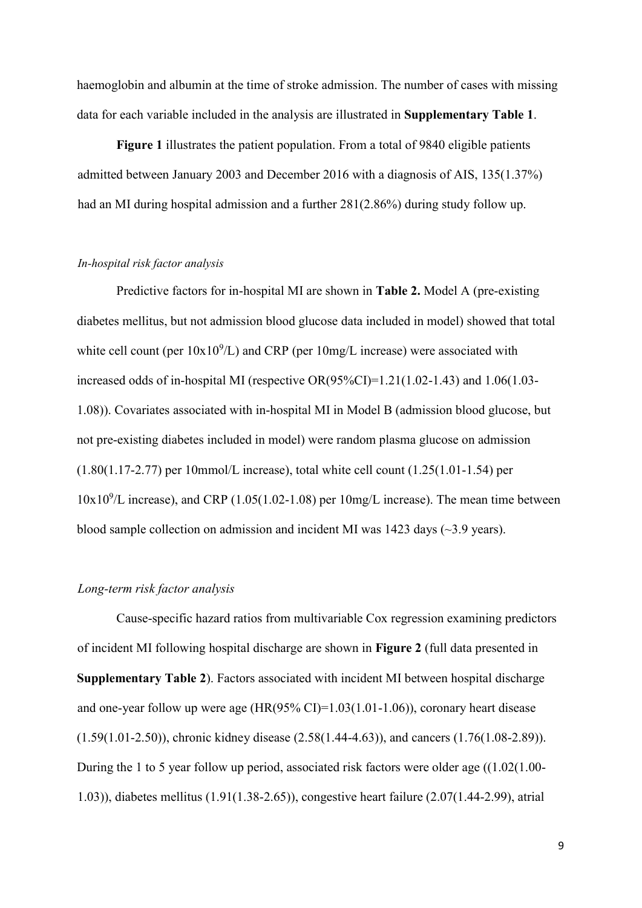haemoglobin and albumin at the time of stroke admission. The number of cases with missing data for each variable included in the analysis are illustrated in **Supplementary Table 1**.

**Figure 1** illustrates the patient population. From a total of 9840 eligible patients admitted between January 2003 and December 2016 with a diagnosis of AIS, 135(1.37%) had an MI during hospital admission and a further 281(2.86%) during study follow up.

### *In-hospital risk factor analysis*

Predictive factors for in-hospital MI are shown in **Table 2.** Model A (pre-existing diabetes mellitus, but not admission blood glucose data included in model) showed that total white cell count (per $10x10^9$/L) and CRP (per 10mg/L increase) were associated with increased odds of in-hospital MI (respective OR(95%CI)=1.21(1.02-1.43) and 1.06(1.03-1.08)). Covariates associated with in-hospital MI in Model B (admission blood glucose, but not pre-existing diabetes included in model) were random plasma glucose on admission (1.80(1.17-2.77) per 10mmol/L increase), total white cell count (1.25(1.01-1.54) per $10x10^9$/L increase), and CRP (1.05(1.02-1.08) per 10mg/L increase). The mean time between blood sample collection on admission and incident MI was 1423 days (~3.9 years).

### *Long-term risk factor analysis*

Cause-specific hazard ratios from multivariable Cox regression examining predictors of incident MI following hospital discharge are shown in **Figure 2** (full data presented in **Supplementary Table 2**). Factors associated with incident MI between hospital discharge and one-year follow up were age (HR(95% CI)=1.03(1.01-1.06)), coronary heart disease (1.59(1.01-2.50)), chronic kidney disease (2.58(1.44-4.63)), and cancers (1.76(1.08-2.89)). During the 1 to 5 year follow up period, associated risk factors were older age ((1.02(1.00-1.03)), diabetes mellitus (1.91(1.38-2.65)), congestive heart failure (2.07(1.44-2.99), atrial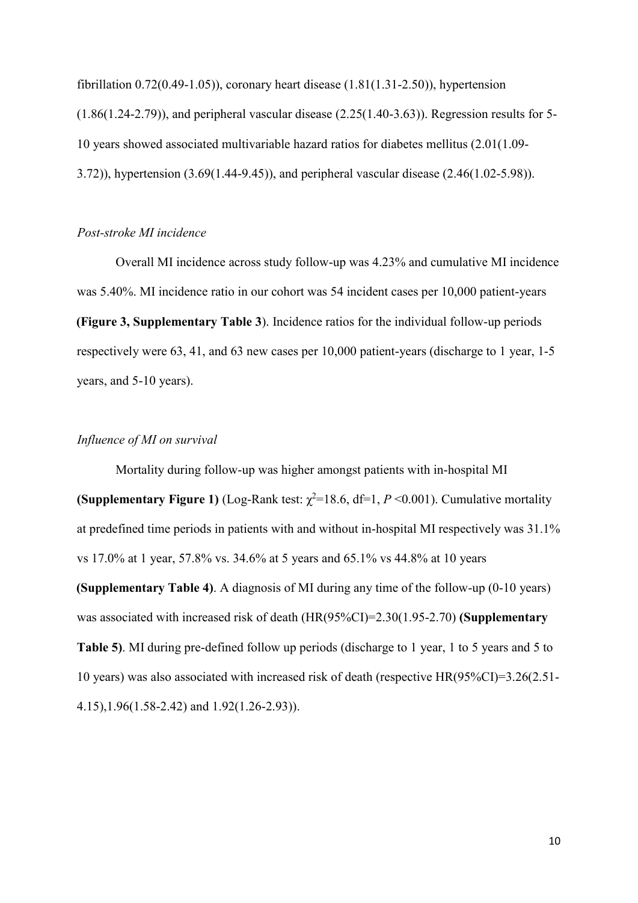fibrillation 0.72(0.49-1.05)), coronary heart disease (1.81(1.31-2.50)), hypertension (1.86(1.24-2.79)), and peripheral vascular disease (2.25(1.40-3.63)). Regression results for 5-10 years showed associated multivariable hazard ratios for diabetes mellitus (2.01(1.09-3.72)), hypertension (3.69(1.44-9.45)), and peripheral vascular disease (2.46(1.02-5.98)).

*Post-stroke MI incidence*

Overall MI incidence across study follow-up was 4.23% and cumulative MI incidence was 5.40%. MI incidence ratio in our cohort was 54 incident cases per 10,000 patient-years **(Figure 3, Supplementary Table 3**). Incidence ratios for the individual follow-up periods respectively were 63, 41, and 63 new cases per 10,000 patient-years (discharge to 1 year, 1-5 years, and 5-10 years).

*Influence of MI on survival*

Mortality during follow-up was higher amongst patients with in-hospital MI **(Supplementary Figure 1)** (Log-Rank test: $\chi^2$=18.6, df=1, $P$ <0.001). Cumulative mortality at predefined time periods in patients with and without in-hospital MI respectively was 31.1% vs 17.0% at 1 year, 57.8% vs. 34.6% at 5 years and 65.1% vs 44.8% at 10 years **(Supplementary Table 4)**. A diagnosis of MI during any time of the follow-up (0-10 years) was associated with increased risk of death (HR(95%CI)=2.30(1.95-2.70) **(Supplementary Table 5)**. MI during pre-defined follow up periods (discharge to 1 year, 1 to 5 years and 5 to 10 years) was also associated with increased risk of death (respective HR(95%CI)=3.26(2.51-4.15),1.96(1.58-2.42) and 1.92(1.26-2.93)).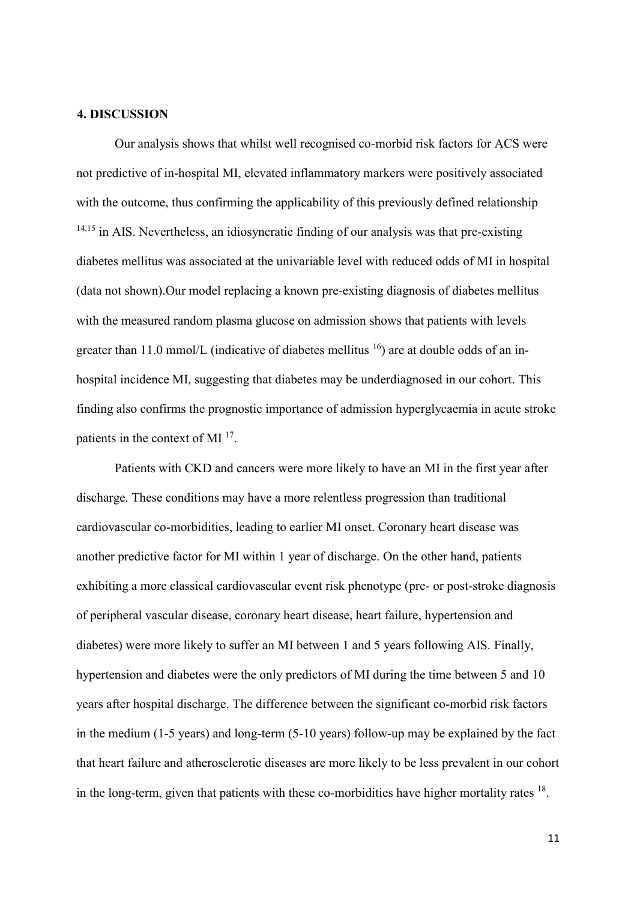## 4. DISCUSSION

Our analysis shows that whilst well recognised co-morbid risk factors for ACS were not predictive of in-hospital MI, elevated inflammatory markers were positively associated with the outcome, thus confirming the applicability of this previously defined relationship [14,15] in AIS. Nevertheless, an idiosyncratic finding of our analysis was that pre-existing diabetes mellitus was associated at the univariable level with reduced odds of MI in hospital (data not shown).Our model replacing a known pre-existing diagnosis of diabetes mellitus with the measured random plasma glucose on admission shows that patients with levels greater than 11.0 mmol/L (indicative of diabetes mellitus [16]) are at double odds of an in-hospital incidence MI, suggesting that diabetes may be underdiagnosed in our cohort. This finding also confirms the prognostic importance of admission hyperglycaemia in acute stroke patients in the context of MI [17].

Patients with CKD and cancers were more likely to have an MI in the first year after discharge. These conditions may have a more relentless progression than traditional cardiovascular co-morbidities, leading to earlier MI onset. Coronary heart disease was another predictive factor for MI within 1 year of discharge. On the other hand, patients exhibiting a more classical cardiovascular event risk phenotype (pre- or post-stroke diagnosis of peripheral vascular disease, coronary heart disease, heart failure, hypertension and diabetes) were more likely to suffer an MI between 1 and 5 years following AIS. Finally, hypertension and diabetes were the only predictors of MI during the time between 5 and 10 years after hospital discharge. The difference between the significant co-morbid risk factors in the medium (1-5 years) and long-term (5-10 years) follow-up may be explained by the fact that heart failure and atherosclerotic diseases are more likely to be less prevalent in our cohort in the long-term, given that patients with these co-morbidities have higher mortality rates [18].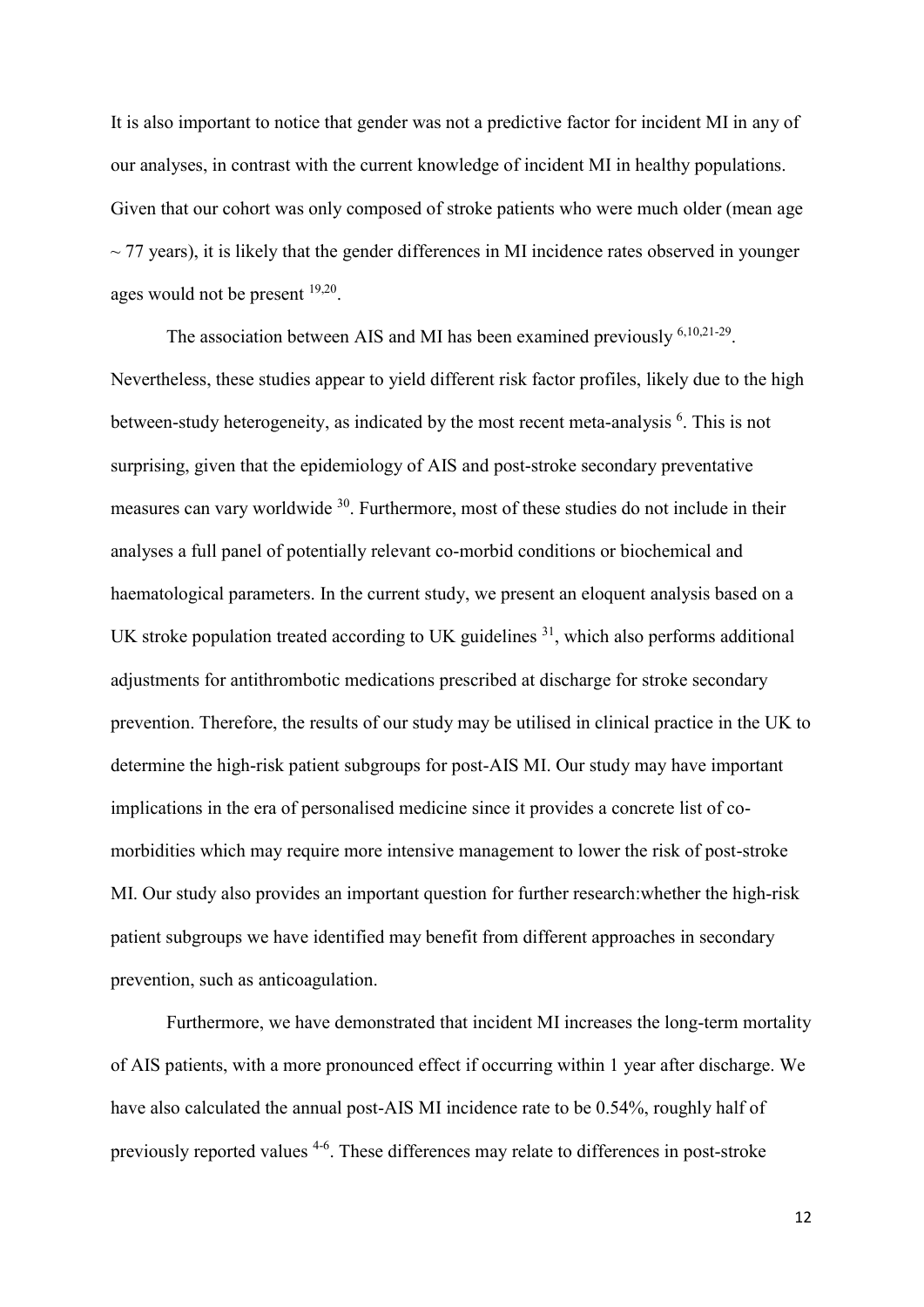It is also important to notice that gender was not a predictive factor for incident MI in any of our analyses, in contrast with the current knowledge of incident MI in healthy populations. Given that our cohort was only composed of stroke patients who were much older (mean age ~ 77 years), it is likely that the gender differences in MI incidence rates observed in younger ages would not be present [19,20].

The association between AIS and MI has been examined previously [6,10,21-29]. Nevertheless, these studies appear to yield different risk factor profiles, likely due to the high between-study heterogeneity, as indicated by the most recent meta-analysis [6]. This is not surprising, given that the epidemiology of AIS and post-stroke secondary preventative measures can vary worldwide [30]. Furthermore, most of these studies do not include in their analyses a full panel of potentially relevant co-morbid conditions or biochemical and haematological parameters. In the current study, we present an eloquent analysis based on a UK stroke population treated according to UK guidelines [31], which also performs additional adjustments for antithrombotic medications prescribed at discharge for stroke secondary prevention. Therefore, the results of our study may be utilised in clinical practice in the UK to determine the high-risk patient subgroups for post-AIS MI. Our study may have important implications in the era of personalised medicine since it provides a concrete list of co-morbidities which may require more intensive management to lower the risk of post-stroke MI. Our study also provides an important question for further research:whether the high-risk patient subgroups we have identified may benefit from different approaches in secondary prevention, such as anticoagulation.

Furthermore, we have demonstrated that incident MI increases the long-term mortality of AIS patients, with a more pronounced effect if occurring within 1 year after discharge. We have also calculated the annual post-AIS MI incidence rate to be 0.54%, roughly half of previously reported values [4-6]. These differences may relate to differences in post-stroke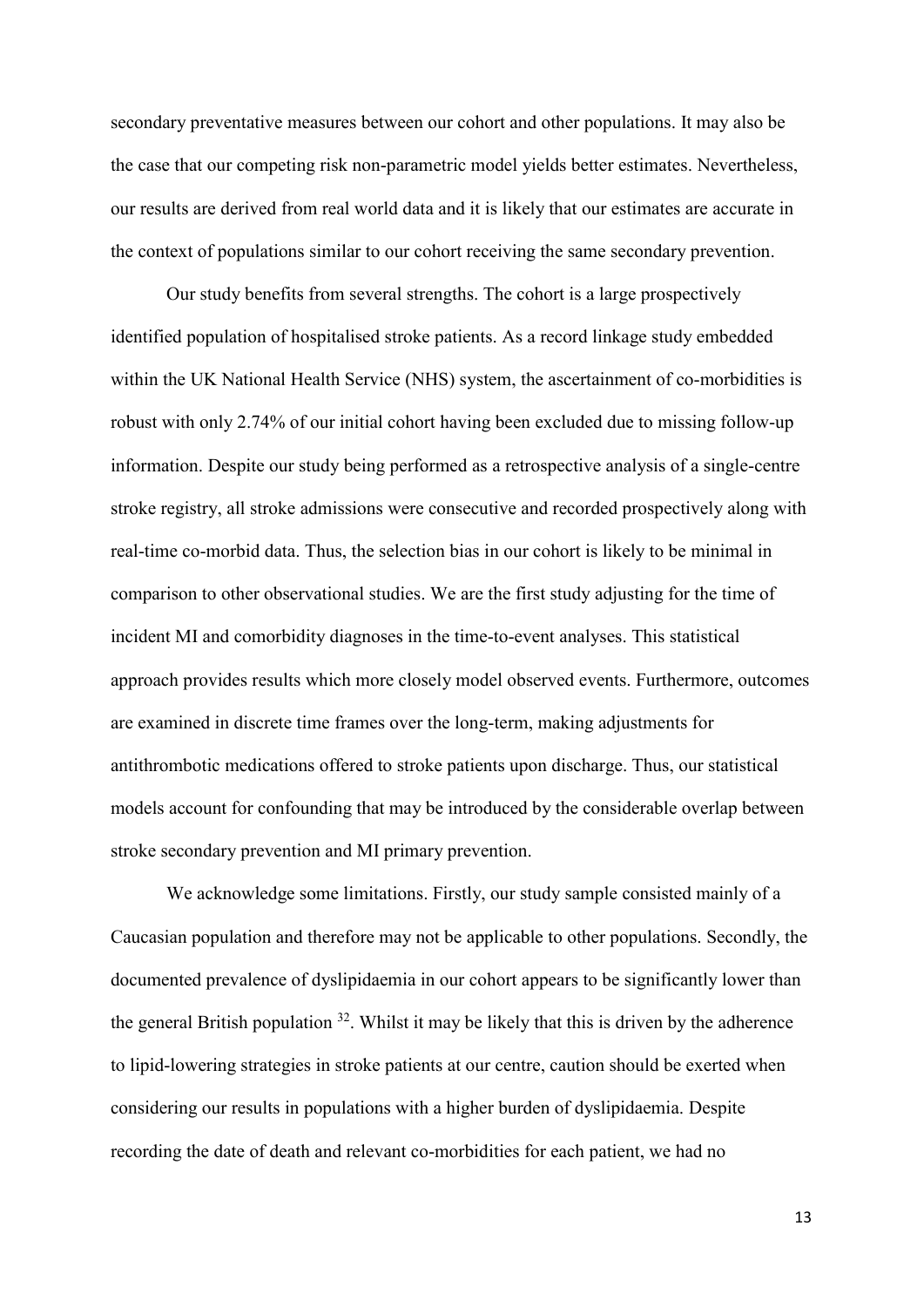secondary preventative measures between our cohort and other populations. It may also be the case that our competing risk non-parametric model yields better estimates. Nevertheless, our results are derived from real world data and it is likely that our estimates are accurate in the context of populations similar to our cohort receiving the same secondary prevention.

Our study benefits from several strengths. The cohort is a large prospectively identified population of hospitalised stroke patients. As a record linkage study embedded within the UK National Health Service (NHS) system, the ascertainment of co-morbidities is robust with only 2.74% of our initial cohort having been excluded due to missing follow-up information. Despite our study being performed as a retrospective analysis of a single-centre stroke registry, all stroke admissions were consecutive and recorded prospectively along with real-time co-morbid data. Thus, the selection bias in our cohort is likely to be minimal in comparison to other observational studies. We are the first study adjusting for the time of incident MI and comorbidity diagnoses in the time-to-event analyses. This statistical approach provides results which more closely model observed events. Furthermore, outcomes are examined in discrete time frames over the long-term, making adjustments for antithrombotic medications offered to stroke patients upon discharge. Thus, our statistical models account for confounding that may be introduced by the considerable overlap between stroke secondary prevention and MI primary prevention.

We acknowledge some limitations. Firstly, our study sample consisted mainly of a Caucasian population and therefore may not be applicable to other populations. Secondly, the documented prevalence of dyslipidaemia in our cohort appears to be significantly lower than the general British population [32]. Whilst it may be likely that this is driven by the adherence to lipid-lowering strategies in stroke patients at our centre, caution should be exerted when considering our results in populations with a higher burden of dyslipidaemia. Despite recording the date of death and relevant co-morbidities for each patient, we had no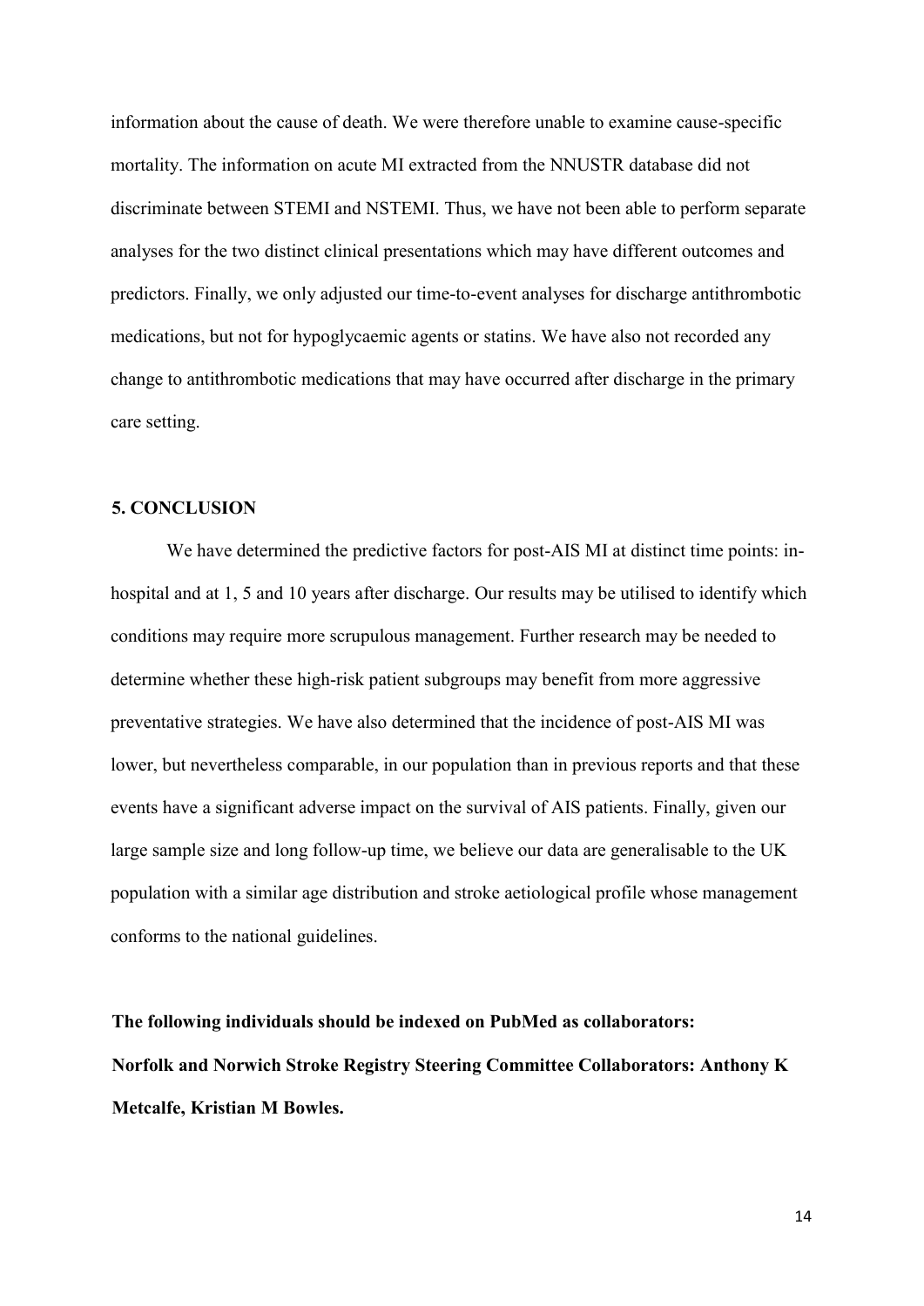information about the cause of death. We were therefore unable to examine cause-specific mortality. The information on acute MI extracted from the NNUSTR database did not discriminate between STEMI and NSTEMI. Thus, we have not been able to perform separate analyses for the two distinct clinical presentations which may have different outcomes and predictors. Finally, we only adjusted our time-to-event analyses for discharge antithrombotic medications, but not for hypoglycaemic agents or statins. We have also not recorded any change to antithrombotic medications that may have occurred after discharge in the primary care setting.

## 5. CONCLUSION

We have determined the predictive factors for post-AIS MI at distinct time points: in-hospital and at 1, 5 and 10 years after discharge. Our results may be utilised to identify which conditions may require more scrupulous management. Further research may be needed to determine whether these high-risk patient subgroups may benefit from more aggressive preventative strategies. We have also determined that the incidence of post-AIS MI was lower, but nevertheless comparable, in our population than in previous reports and that these events have a significant adverse impact on the survival of AIS patients. Finally, given our large sample size and long follow-up time, we believe our data are generalisable to the UK population with a similar age distribution and stroke aetiological profile whose management conforms to the national guidelines.

**The following individuals should be indexed on PubMed as collaborators:**
**Norfolk and Norwich Stroke Registry Steering Committee Collaborators: Anthony K Metcalfe, Kristian M Bowles.**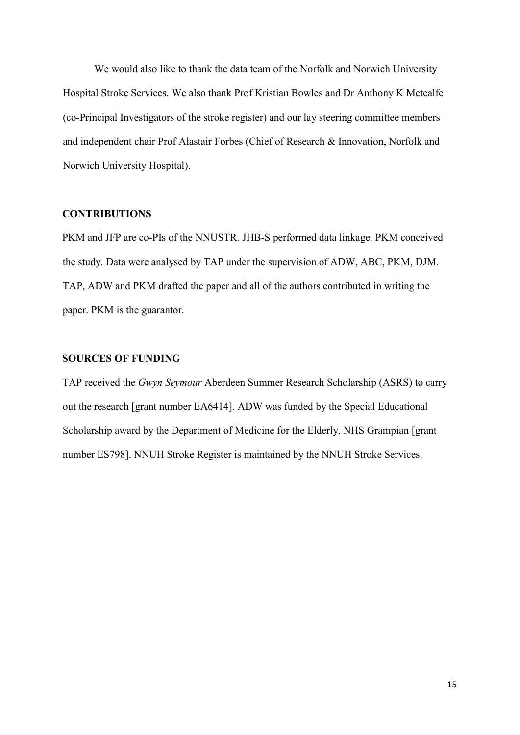We would also like to thank the data team of the Norfolk and Norwich University Hospital Stroke Services. We also thank Prof Kristian Bowles and Dr Anthony K Metcalfe (co-Principal Investigators of the stroke register) and our lay steering committee members and independent chair Prof Alastair Forbes (Chief of Research & Innovation, Norfolk and Norwich University Hospital).

## CONTRIBUTIONS

PKM and JFP are co-PIs of the NNUSTR. JHB-S performed data linkage. PKM conceived the study. Data were analysed by TAP under the supervision of ADW, ABC, PKM, DJM. TAP, ADW and PKM drafted the paper and all of the authors contributed in writing the paper. PKM is the guarantor.

## SOURCES OF FUNDING

TAP received the *Gwyn Seymour* Aberdeen Summer Research Scholarship (ASRS) to carry out the research [grant number EA6414]. ADW was funded by the Special Educational Scholarship award by the Department of Medicine for the Elderly, NHS Grampian [grant number ES798]. NNUH Stroke Register is maintained by the NNUH Stroke Services.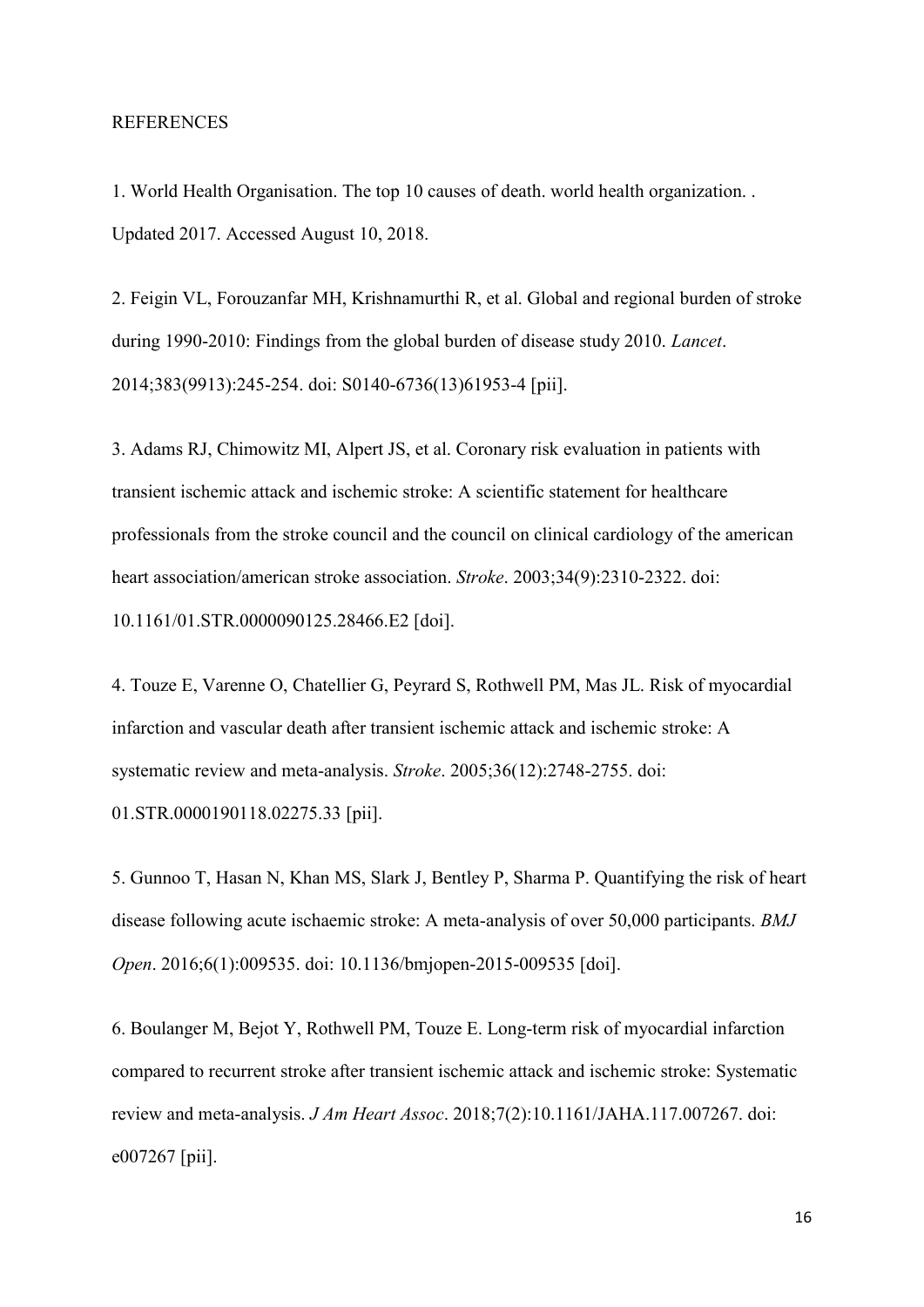REFERENCES

1. World Health Organisation. The top 10 causes of death. world health organization. . Updated 2017. Accessed August 10, 2018.

2. Feigin VL, Forouzanfar MH, Krishnamurthi R, et al. Global and regional burden of stroke during 1990-2010: Findings from the global burden of disease study 2010. *Lancet*. 2014;383(9913):245-254. doi: S0140-6736(13)61953-4 [pii].

3. Adams RJ, Chimowitz MI, Alpert JS, et al. Coronary risk evaluation in patients with transient ischemic attack and ischemic stroke: A scientific statement for healthcare professionals from the stroke council and the council on clinical cardiology of the american heart association/american stroke association. *Stroke*. 2003;34(9):2310-2322. doi: 10.1161/01.STR.0000090125.28466.E2 [doi].

4. Touze E, Varenne O, Chatellier G, Peyrard S, Rothwell PM, Mas JL. Risk of myocardial infarction and vascular death after transient ischemic attack and ischemic stroke: A systematic review and meta-analysis. *Stroke*. 2005;36(12):2748-2755. doi: 01.STR.0000190118.02275.33 [pii].

5. Gunnoo T, Hasan N, Khan MS, Slark J, Bentley P, Sharma P. Quantifying the risk of heart disease following acute ischaemic stroke: A meta-analysis of over 50,000 participants. *BMJ Open*. 2016;6(1):009535. doi: 10.1136/bmjopen-2015-009535 [doi].

6. Boulanger M, Bejot Y, Rothwell PM, Touze E. Long-term risk of myocardial infarction compared to recurrent stroke after transient ischemic attack and ischemic stroke: Systematic review and meta-analysis. *J Am Heart Assoc*. 2018;7(2):10.1161/JAHA.117.007267. doi: e007267 [pii].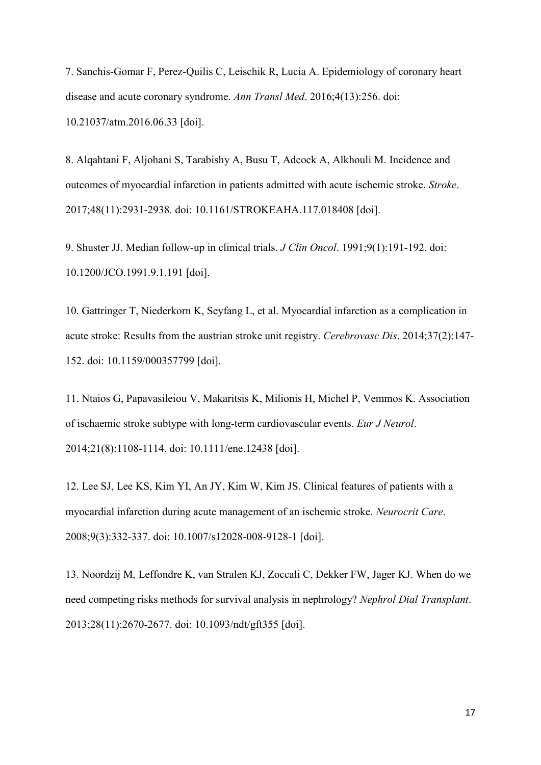7. Sanchis-Gomar F, Perez-Quilis C, Leischik R, Lucia A. Epidemiology of coronary heart disease and acute coronary syndrome. *Ann Transl Med*. 2016;4(13):256. doi: 10.21037/atm.2016.06.33 [doi].

8. Alqahtani F, Aljohani S, Tarabishy A, Busu T, Adcock A, Alkhouli M. Incidence and outcomes of myocardial infarction in patients admitted with acute ischemic stroke. *Stroke*. 2017;48(11):2931-2938. doi: 10.1161/STROKEAHA.117.018408 [doi].

9. Shuster JJ. Median follow-up in clinical trials. *J Clin Oncol*. 1991;9(1):191-192. doi: 10.1200/JCO.1991.9.1.191 [doi].

10. Gattringer T, Niederkorn K, Seyfang L, et al. Myocardial infarction as a complication in acute stroke: Results from the austrian stroke unit registry. *Cerebrovasc Dis*. 2014;37(2):147-152. doi: 10.1159/000357799 [doi].

11. Ntaios G, Papavasileiou V, Makaritsis K, Milionis H, Michel P, Vemmos K. Association of ischaemic stroke subtype with long-term cardiovascular events. *Eur J Neurol*. 2014;21(8):1108-1114. doi: 10.1111/ene.12438 [doi].

12. Lee SJ, Lee KS, Kim YI, An JY, Kim W, Kim JS. Clinical features of patients with a myocardial infarction during acute management of an ischemic stroke. *Neurocrit Care*. 2008;9(3):332-337. doi: 10.1007/s12028-008-9128-1 [doi].

13. Noordzij M, Leffondre K, van Stralen KJ, Zoccali C, Dekker FW, Jager KJ. When do we need competing risks methods for survival analysis in nephrology? *Nephrol Dial Transplant*. 2013;28(11):2670-2677. doi: 10.1093/ndt/gft355 [doi].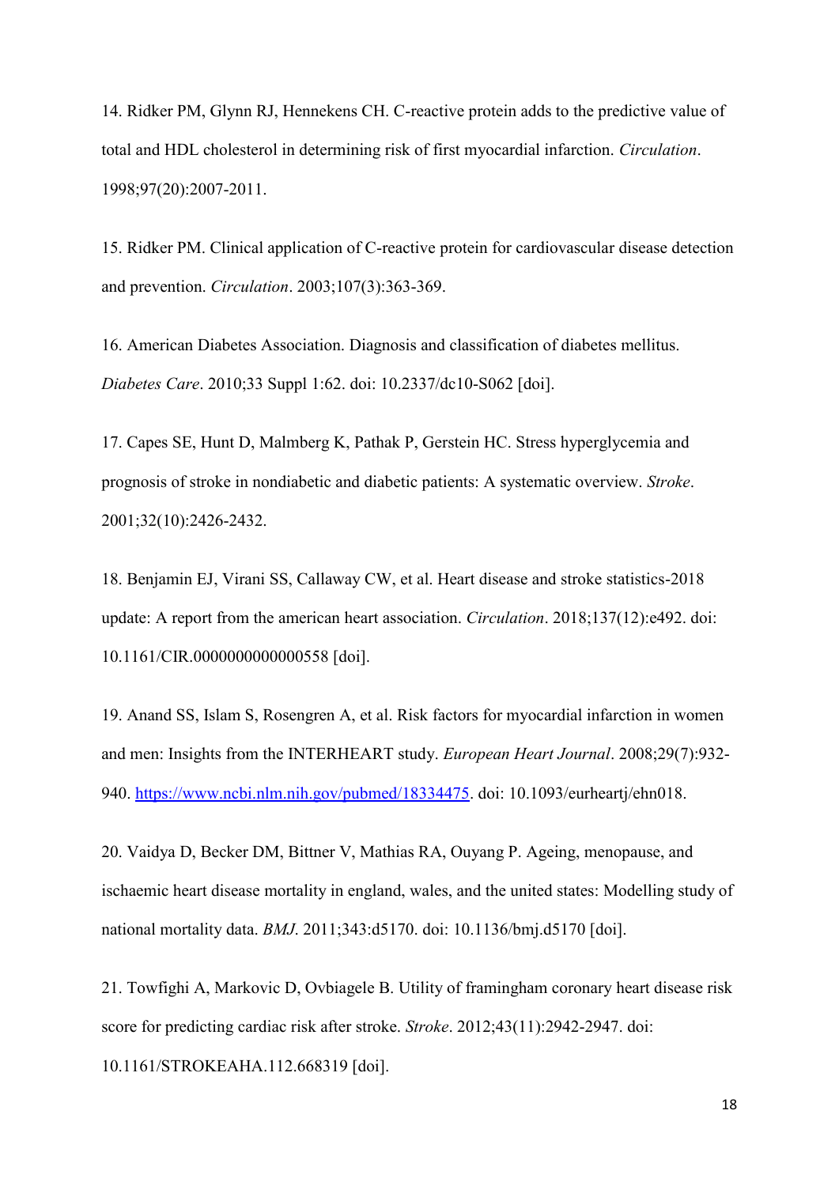14. Ridker PM, Glynn RJ, Hennekens CH. C-reactive protein adds to the predictive value of total and HDL cholesterol in determining risk of first myocardial infarction. *Circulation*. 1998;97(20):2007-2011.

15. Ridker PM. Clinical application of C-reactive protein for cardiovascular disease detection and prevention. *Circulation*. 2003;107(3):363-369.

16. American Diabetes Association. Diagnosis and classification of diabetes mellitus. *Diabetes Care*. 2010;33 Suppl 1:62. doi: 10.2337/dc10-S062 [doi].

17. Capes SE, Hunt D, Malmberg K, Pathak P, Gerstein HC. Stress hyperglycemia and prognosis of stroke in nondiabetic and diabetic patients: A systematic overview. *Stroke*. 2001;32(10):2426-2432.

18. Benjamin EJ, Virani SS, Callaway CW, et al. Heart disease and stroke statistics-2018 update: A report from the american heart association. *Circulation*. 2018;137(12):e492. doi: 10.1161/CIR.0000000000000558 [doi].

19. Anand SS, Islam S, Rosengren A, et al. Risk factors for myocardial infarction in women and men: Insights from the INTERHEART study. *European Heart Journal*. 2008;29(7):932-940. https://www.ncbi.nlm.nih.gov/pubmed/18334475. doi: 10.1093/eurheartj/ehn018.

20. Vaidya D, Becker DM, Bittner V, Mathias RA, Ouyang P. Ageing, menopause, and ischaemic heart disease mortality in england, wales, and the united states: Modelling study of national mortality data. *BMJ*. 2011;343:d5170. doi: 10.1136/bmj.d5170 [doi].

21. Towfighi A, Markovic D, Ovbiagele B. Utility of framingham coronary heart disease risk score for predicting cardiac risk after stroke. *Stroke*. 2012;43(11):2942-2947. doi: 10.1161/STROKEAHA.112.668319 [doi].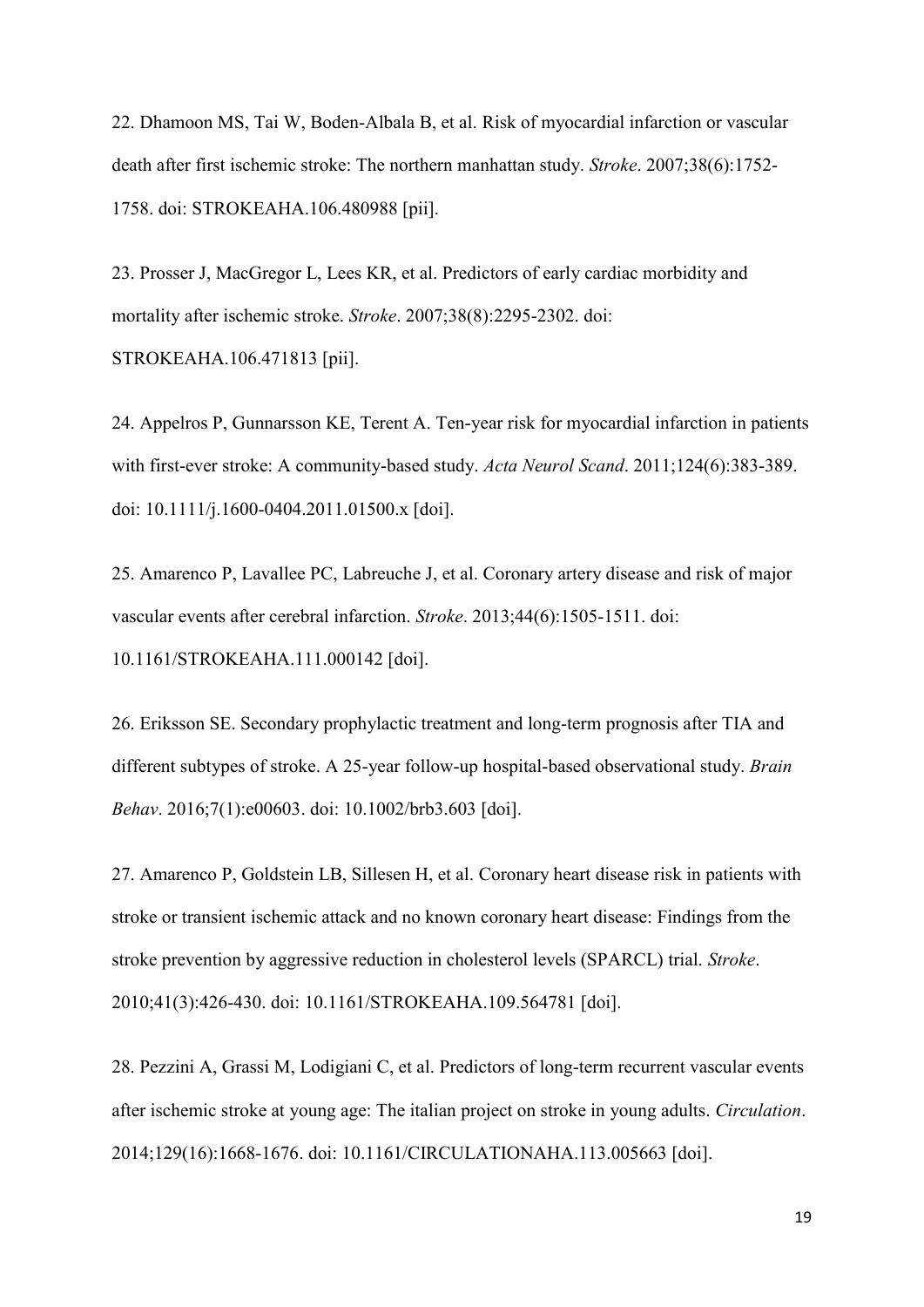22. Dhamoon MS, Tai W, Boden-Albala B, et al. Risk of myocardial infarction or vascular death after first ischemic stroke: The northern manhattan study. *Stroke*. 2007;38(6):1752-1758. doi: STROKEAHA.106.480988 [pii].

23. Prosser J, MacGregor L, Lees KR, et al. Predictors of early cardiac morbidity and mortality after ischemic stroke. *Stroke*. 2007;38(8):2295-2302. doi: STROKEAHA.106.471813 [pii].

24. Appelros P, Gunnarsson KE, Terent A. Ten-year risk for myocardial infarction in patients with first-ever stroke: A community-based study. *Acta Neurol Scand*. 2011;124(6):383-389. doi: 10.1111/j.1600-0404.2011.01500.x [doi].

25. Amarenco P, Lavallee PC, Labreuche J, et al. Coronary artery disease and risk of major vascular events after cerebral infarction. *Stroke*. 2013;44(6):1505-1511. doi: 10.1161/STROKEAHA.111.000142 [doi].

26. Eriksson SE. Secondary prophylactic treatment and long-term prognosis after TIA and different subtypes of stroke. A 25-year follow-up hospital-based observational study. *Brain Behav*. 2016;7(1):e00603. doi: 10.1002/brb3.603 [doi].

27. Amarenco P, Goldstein LB, Sillesen H, et al. Coronary heart disease risk in patients with stroke or transient ischemic attack and no known coronary heart disease: Findings from the stroke prevention by aggressive reduction in cholesterol levels (SPARCL) trial. *Stroke*. 2010;41(3):426-430. doi: 10.1161/STROKEAHA.109.564781 [doi].

28. Pezzini A, Grassi M, Lodigiani C, et al. Predictors of long-term recurrent vascular events after ischemic stroke at young age: The italian project on stroke in young adults. *Circulation*. 2014;129(16):1668-1676. doi: 10.1161/CIRCULATIONAHA.113.005663 [doi].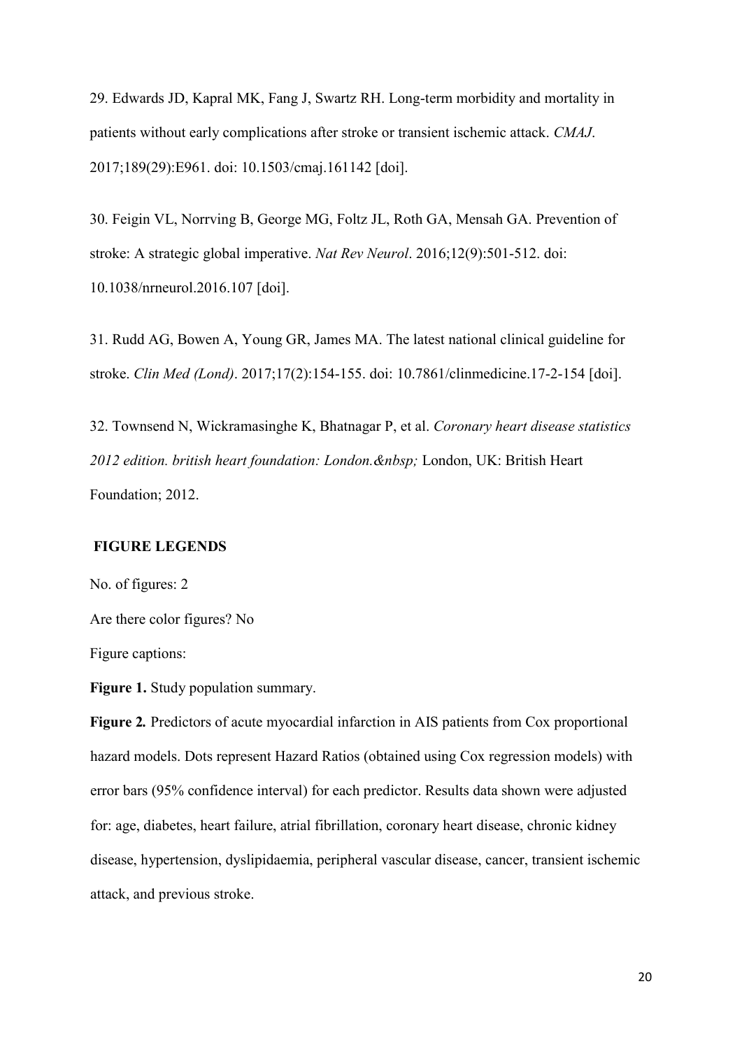29. Edwards JD, Kapral MK, Fang J, Swartz RH. Long-term morbidity and mortality in patients without early complications after stroke or transient ischemic attack. *CMAJ*. 2017;189(29):E961. doi: 10.1503/cmaj.161142 [doi].

30. Feigin VL, Norrving B, George MG, Foltz JL, Roth GA, Mensah GA. Prevention of stroke: A strategic global imperative. *Nat Rev Neurol*. 2016;12(9):501-512. doi: 10.1038/nrneurol.2016.107 [doi].

31. Rudd AG, Bowen A, Young GR, James MA. The latest national clinical guideline for stroke. *Clin Med (Lond)*. 2017;17(2):154-155. doi: 10.7861/clinmedicine.17-2-154 [doi].

32. Townsend N, Wickramasinghe K, Bhatnagar P, et al. *Coronary heart disease statistics 2012 edition. british heart foundation: London.&nbsp;* London, UK: British Heart Foundation; 2012.

## FIGURE LEGENDS

No. of figures: 2

Are there color figures? No

Figure captions:

**Figure 1.** Study population summary.

**Figure 2.** Predictors of acute myocardial infarction in AIS patients from Cox proportional hazard models. Dots represent Hazard Ratios (obtained using Cox regression models) with error bars (95% confidence interval) for each predictor. Results data shown were adjusted for: age, diabetes, heart failure, atrial fibrillation, coronary heart disease, chronic kidney disease, hypertension, dyslipidaemia, peripheral vascular disease, cancer, transient ischemic attack, and previous stroke.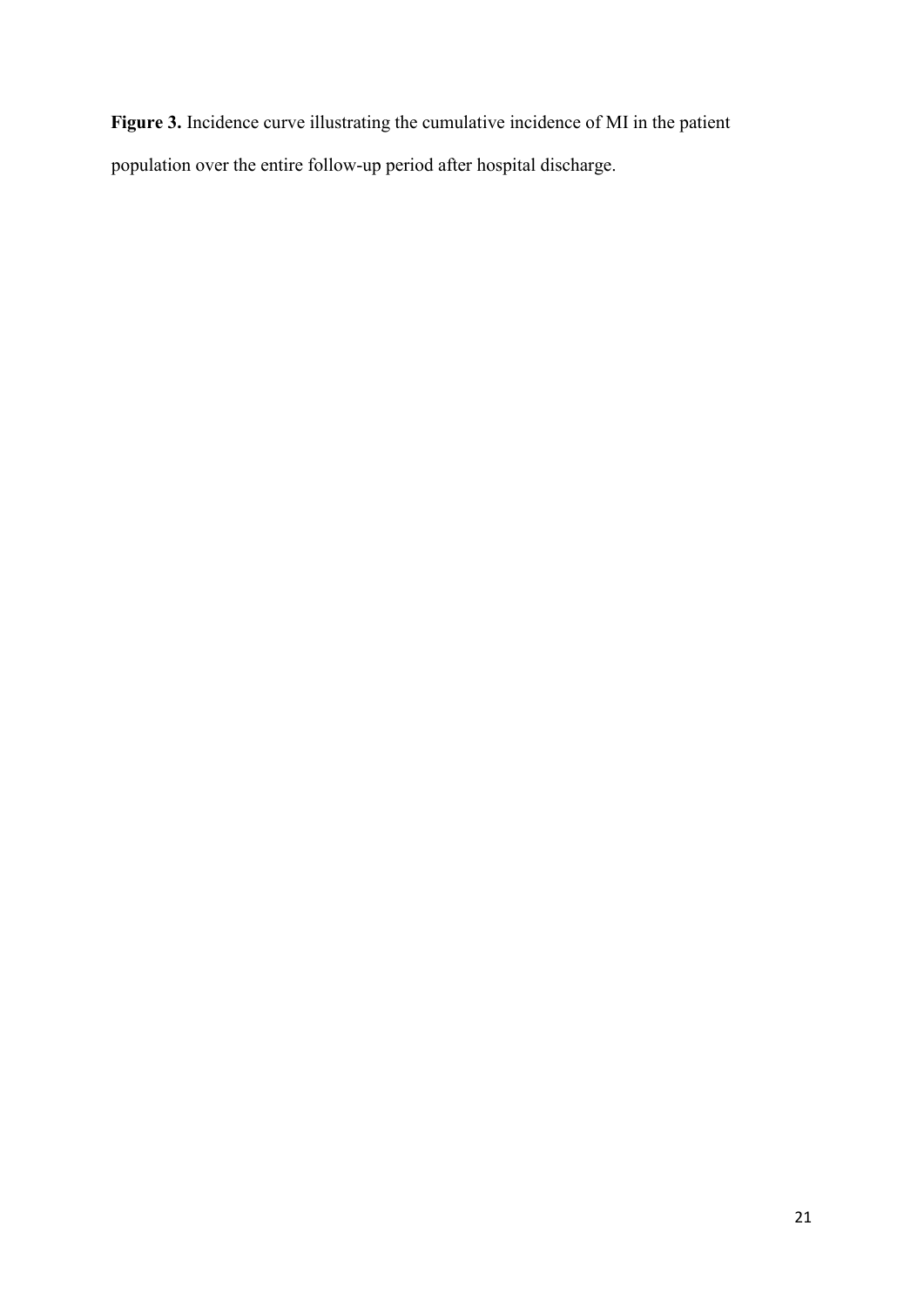**Figure 3.** Incidence curve illustrating the cumulative incidence of MI in the patient population over the entire follow-up period after hospital discharge.